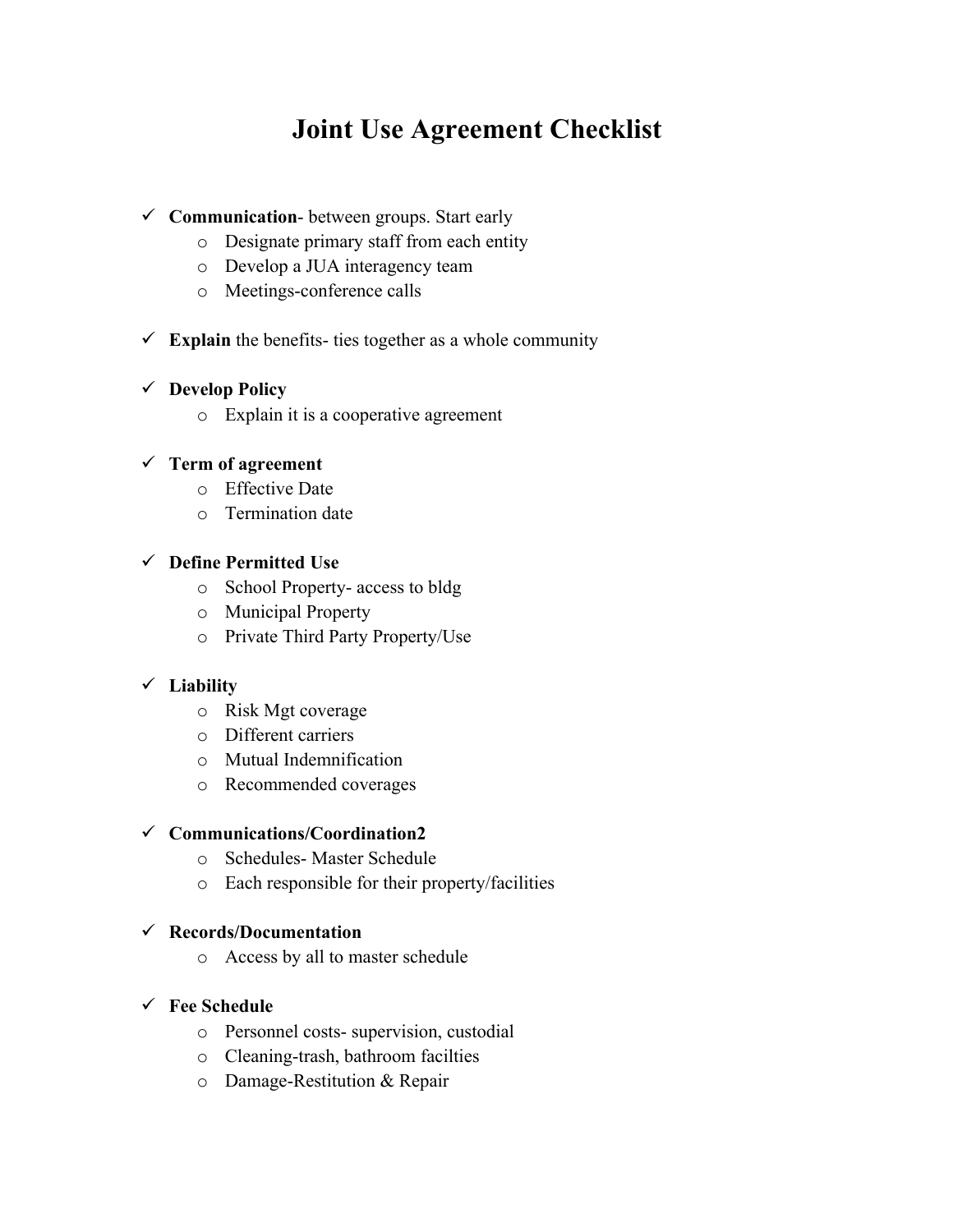# Joint Use Agreement Checklist

- ✓ **Communication**- between groups. Start early
  - Designate primary staff from each entity
  - Develop a JUA interagency team
  - Meetings-conference calls

- ✓ **Explain** the benefits- ties together as a whole community

- ✓ **Develop Policy**
  - Explain it is a cooperative agreement

- ✓ **Term of agreement**
  - Effective Date
  - Termination date

- ✓ **Define Permitted Use**
  - School Property- access to bldg
  - Municipal Property
  - Private Third Party Property/Use

- ✓ **Liability**
  - Risk Mgt coverage
  - Different carriers
  - Mutual Indemnification
  - Recommended coverages

- ✓ **Communications/Coordination2**
  - Schedules- Master Schedule
  - Each responsible for their property/facilities

- ✓ **Records/Documentation**
  - Access by all to master schedule

- ✓ **Fee Schedule**
  - Personnel costs- supervision, custodial
  - Cleaning-trash, bathroom facilties
  - Damage-Restitution & Repair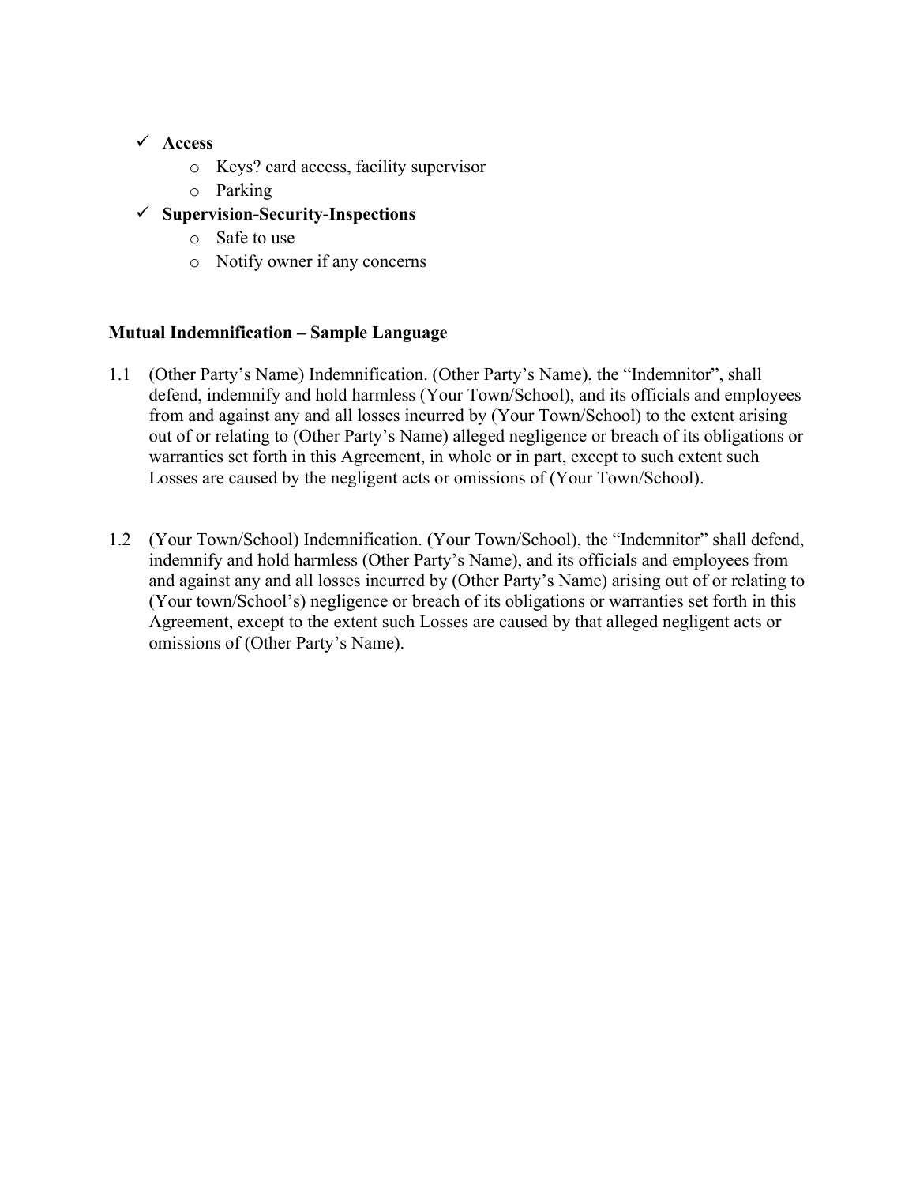- ✓ **Access**
  - Keys? card access, facility supervisor
  - Parking
- ✓ **Supervision-Security-Inspections**
  - Safe to use
  - Notify owner if any concerns

**Mutual Indemnification – Sample Language**

1.1 (Other Party's Name) Indemnification. (Other Party's Name), the "Indemnitor", shall defend, indemnify and hold harmless (Your Town/School), and its officials and employees from and against any and all losses incurred by (Your Town/School) to the extent arising out of or relating to (Other Party's Name) alleged negligence or breach of its obligations or warranties set forth in this Agreement, in whole or in part, except to such extent such Losses are caused by the negligent acts or omissions of (Your Town/School).

1.2 (Your Town/School) Indemnification. (Your Town/School), the "Indemnitor" shall defend, indemnify and hold harmless (Other Party's Name), and its officials and employees from and against any and all losses incurred by (Other Party's Name) arising out of or relating to (Your town/School's) negligence or breach of its obligations or warranties set forth in this Agreement, except to the extent such Losses are caused by that alleged negligent acts or omissions of (Other Party's Name).